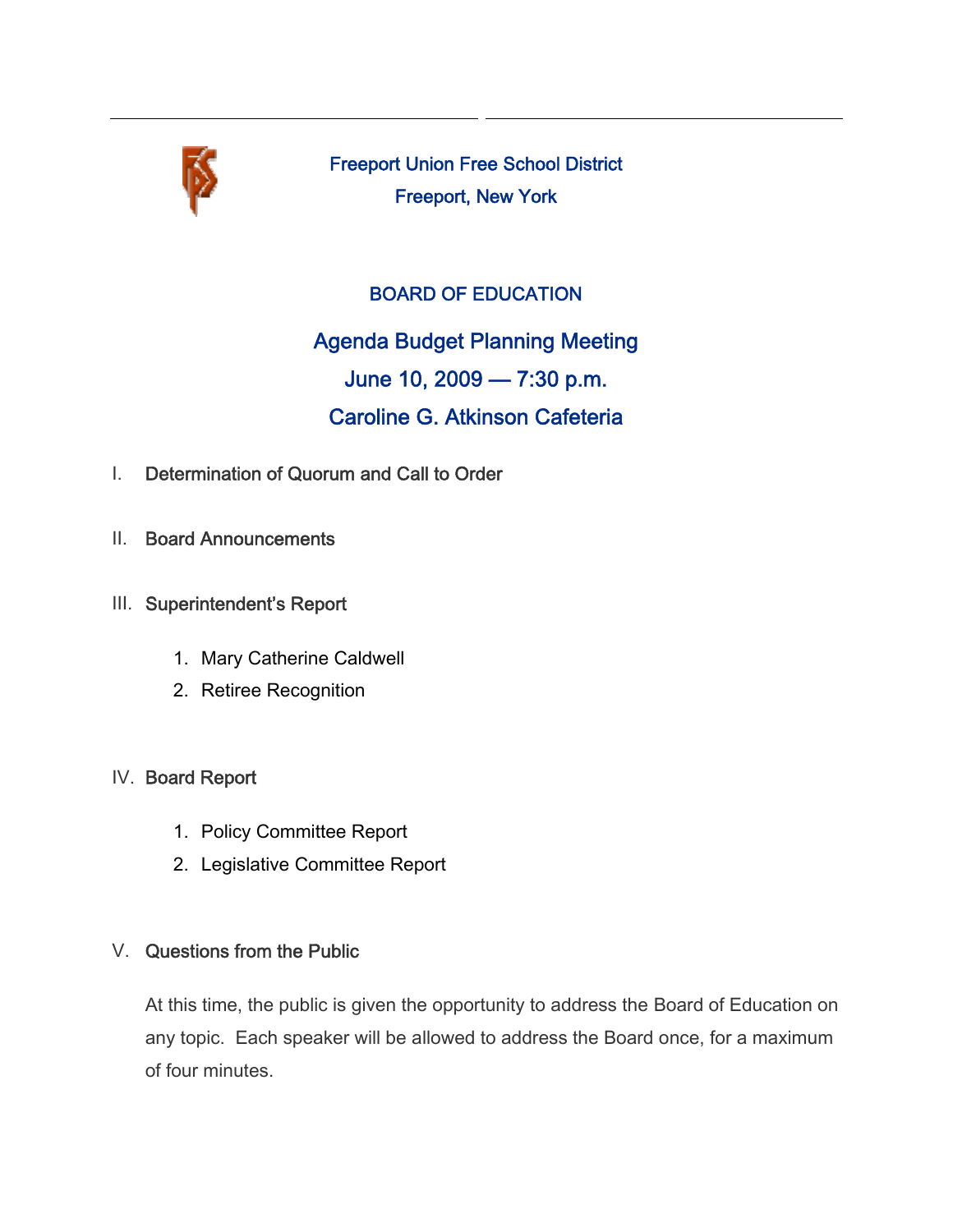# Freeport Union Free School District

Freeport, New York

## BOARD OF EDUCATION

## Agenda Budget Planning Meeting

### June 10, 2009 — 7:30 p.m.

### Caroline G. Atkinson Cafeteria

I. **Determination of Quorum and Call to Order**

II. **Board Announcements**

III. **Superintendent's Report**

1. Mary Catherine Caldwell
2. Retiree Recognition

IV. **Board Report**

1. Policy Committee Report
2. Legislative Committee Report

V. **Questions from the Public**

At this time, the public is given the opportunity to address the Board of Education on any topic. Each speaker will be allowed to address the Board once, for a maximum of four minutes.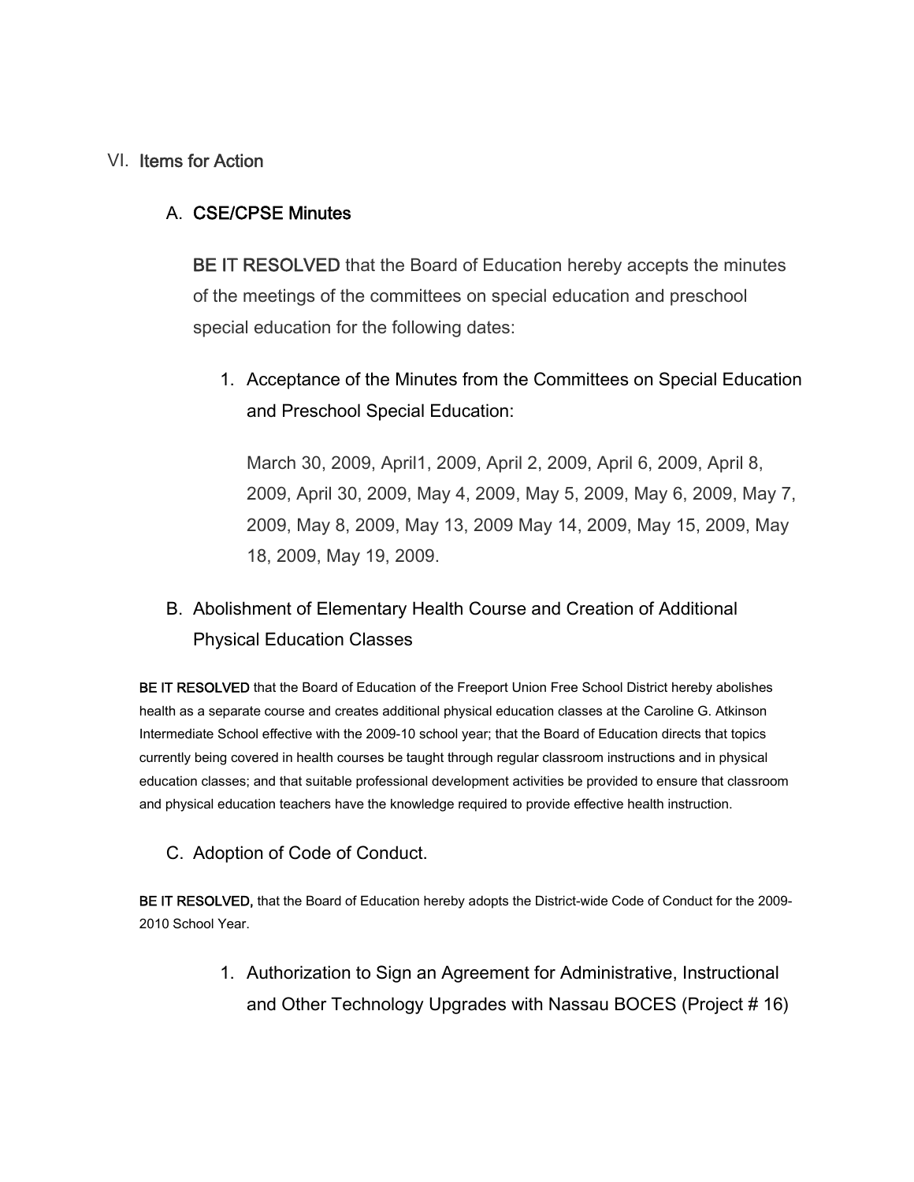VI. **Items for Action**

A. **CSE/CPSE Minutes**

**BE IT RESOLVED** that the Board of Education hereby accepts the minutes of the meetings of the committees on special education and preschool special education for the following dates:

1. Acceptance of the Minutes from the Committees on Special Education and Preschool Special Education:

   March 30, 2009, April1, 2009, April 2, 2009, April 6, 2009, April 8, 2009, April 30, 2009, May 4, 2009, May 5, 2009, May 6, 2009, May 7, 2009, May 8, 2009, May 13, 2009 May 14, 2009, May 15, 2009, May 18, 2009, May 19, 2009.

B. Abolishment of Elementary Health Course and Creation of Additional Physical Education Classes

**BE IT RESOLVED** that the Board of Education of the Freeport Union Free School District hereby abolishes health as a separate course and creates additional physical education classes at the Caroline G. Atkinson Intermediate School effective with the 2009-10 school year; that the Board of Education directs that topics currently being covered in health courses be taught through regular classroom instructions and in physical education classes; and that suitable professional development activities be provided to ensure that classroom and physical education teachers have the knowledge required to provide effective health instruction.

C. Adoption of Code of Conduct.

**BE IT RESOLVED,** that the Board of Education hereby adopts the District-wide Code of Conduct for the 2009-2010 School Year.

1. Authorization to Sign an Agreement for Administrative, Instructional and Other Technology Upgrades with Nassau BOCES (Project # 16)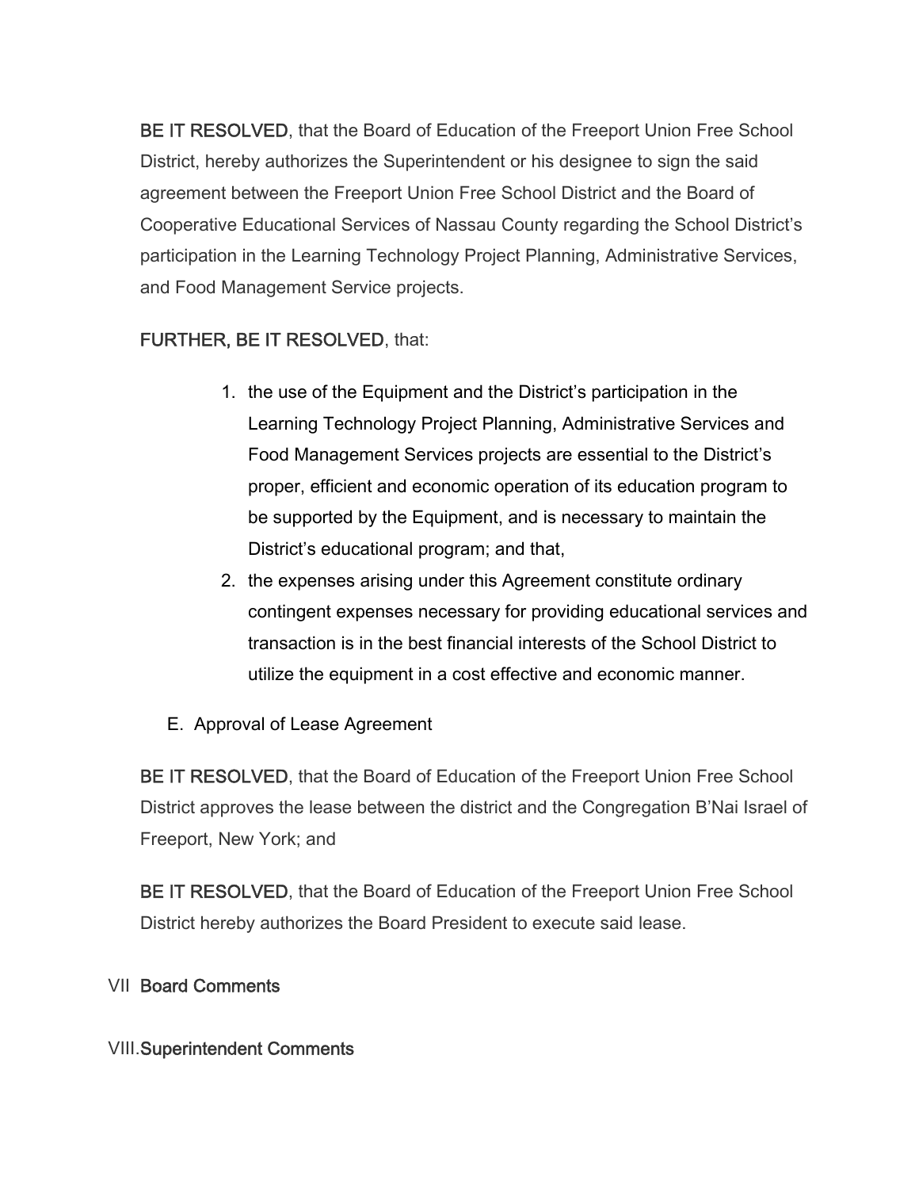**BE IT RESOLVED**, that the Board of Education of the Freeport Union Free School District, hereby authorizes the Superintendent or his designee to sign the said agreement between the Freeport Union Free School District and the Board of Cooperative Educational Services of Nassau County regarding the School District's participation in the Learning Technology Project Planning, Administrative Services, and Food Management Service projects.

**FURTHER, BE IT RESOLVED**, that:

1. the use of the Equipment and the District's participation in the Learning Technology Project Planning, Administrative Services and Food Management Services projects are essential to the District's proper, efficient and economic operation of its education program to be supported by the Equipment, and is necessary to maintain the District's educational program; and that,
2. the expenses arising under this Agreement constitute ordinary contingent expenses necessary for providing educational services and transaction is in the best financial interests of the School District to utilize the equipment in a cost effective and economic manner.

E. Approval of Lease Agreement

**BE IT RESOLVED**, that the Board of Education of the Freeport Union Free School District approves the lease between the district and the Congregation B'Nai Israel of Freeport, New York; and

**BE IT RESOLVED**, that the Board of Education of the Freeport Union Free School District hereby authorizes the Board President to execute said lease.

## VII Board Comments

## VIII. Superintendent Comments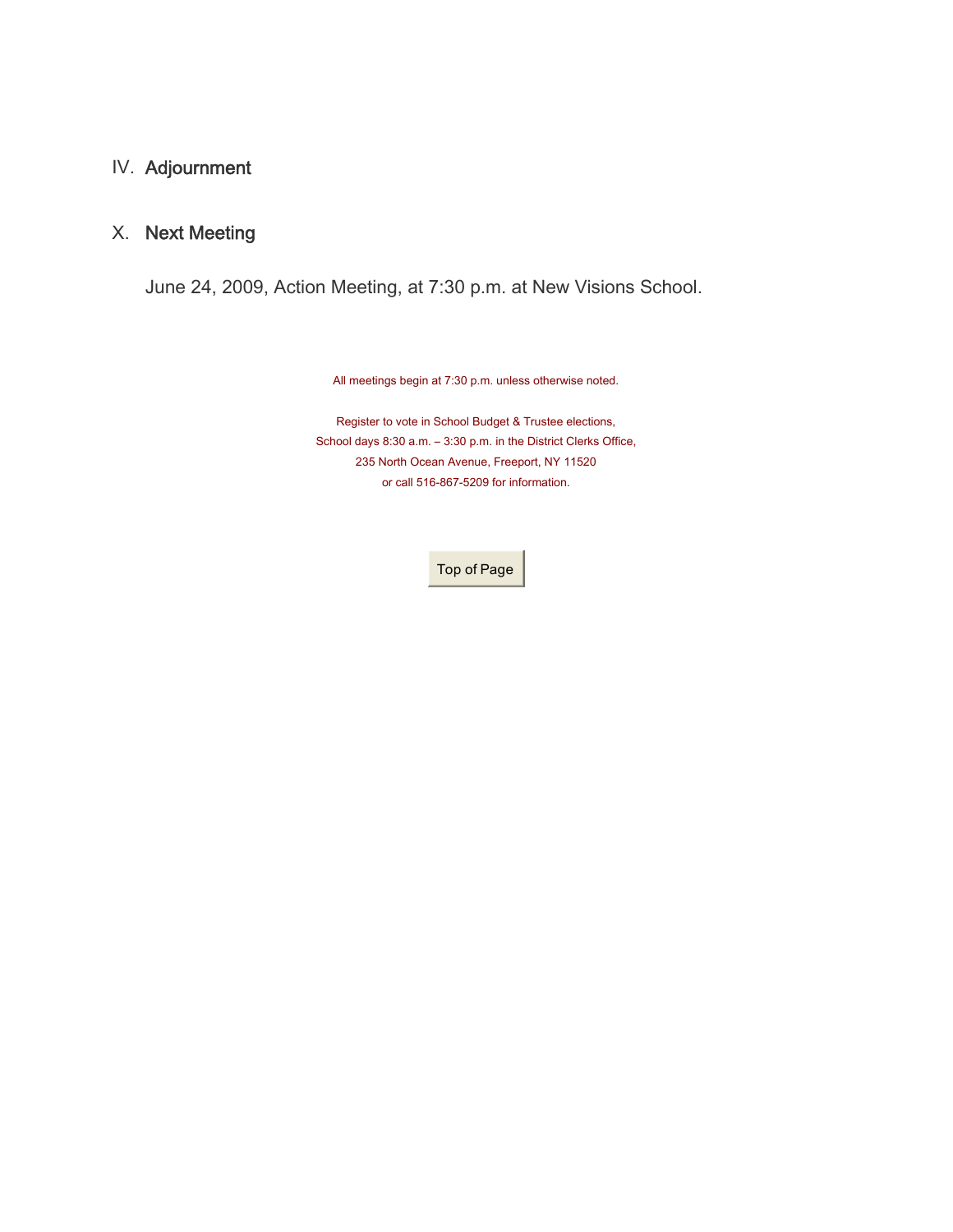## IV. Adjournment

## X. Next Meeting

June 24, 2009, Action Meeting, at 7:30 p.m. at New Visions School.

All meetings begin at 7:30 p.m. unless otherwise noted.

Register to vote in School Budget & Trustee elections,
School days 8:30 a.m. – 3:30 p.m. in the District Clerks Office,
235 North Ocean Avenue, Freeport, NY 11520
or call 516-867-5209 for information.

Top of Page